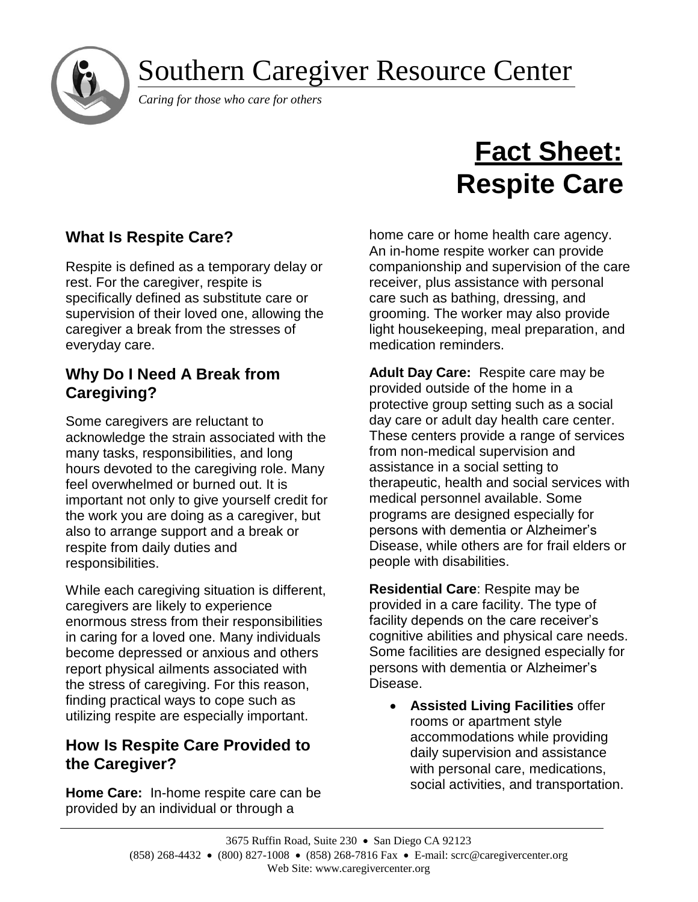# Southern Caregiver Resource Center

*Caring for those who care for others*

# Fact Sheet: Respite Care

## What Is Respite Care?

Respite is defined as a temporary delay or rest. For the caregiver, respite is specifically defined as substitute care or supervision of their loved one, allowing the caregiver a break from the stresses of everyday care.

## Why Do I Need A Break from Caregiving?

Some caregivers are reluctant to acknowledge the strain associated with the many tasks, responsibilities, and long hours devoted to the caregiving role. Many feel overwhelmed or burned out. It is important not only to give yourself credit for the work you are doing as a caregiver, but also to arrange support and a break or respite from daily duties and responsibilities.

While each caregiving situation is different, caregivers are likely to experience enormous stress from their responsibilities in caring for a loved one. Many individuals become depressed or anxious and others report physical ailments associated with the stress of caregiving. For this reason, finding practical ways to cope such as utilizing respite are especially important.

## How Is Respite Care Provided to the Caregiver?

**Home Care:** In-home respite care can be provided by an individual or through a home care or home health care agency. An in-home respite worker can provide companionship and supervision of the care receiver, plus assistance with personal care such as bathing, dressing, and grooming. The worker may also provide light housekeeping, meal preparation, and medication reminders.

**Adult Day Care:** Respite care may be provided outside of the home in a protective group setting such as a social day care or adult day health care center. These centers provide a range of services from non-medical supervision and assistance in a social setting to therapeutic, health and social services with medical personnel available. Some programs are designed especially for persons with dementia or Alzheimer's Disease, while others are for frail elders or people with disabilities.

**Residential Care**: Respite may be provided in a care facility. The type of facility depends on the care receiver's cognitive abilities and physical care needs. Some facilities are designed especially for persons with dementia or Alzheimer's Disease.

- **Assisted Living Facilities** offer rooms or apartment style accommodations while providing daily supervision and assistance with personal care, medications, social activities, and transportation.

3675 Ruffin Road, Suite 230 • San Diego CA 92123
(858) 268-4432 • (800) 827-1008 • (858) 268-7816 Fax • E-mail: scrc@caregivercenter.org
Web Site: www.caregivercenter.org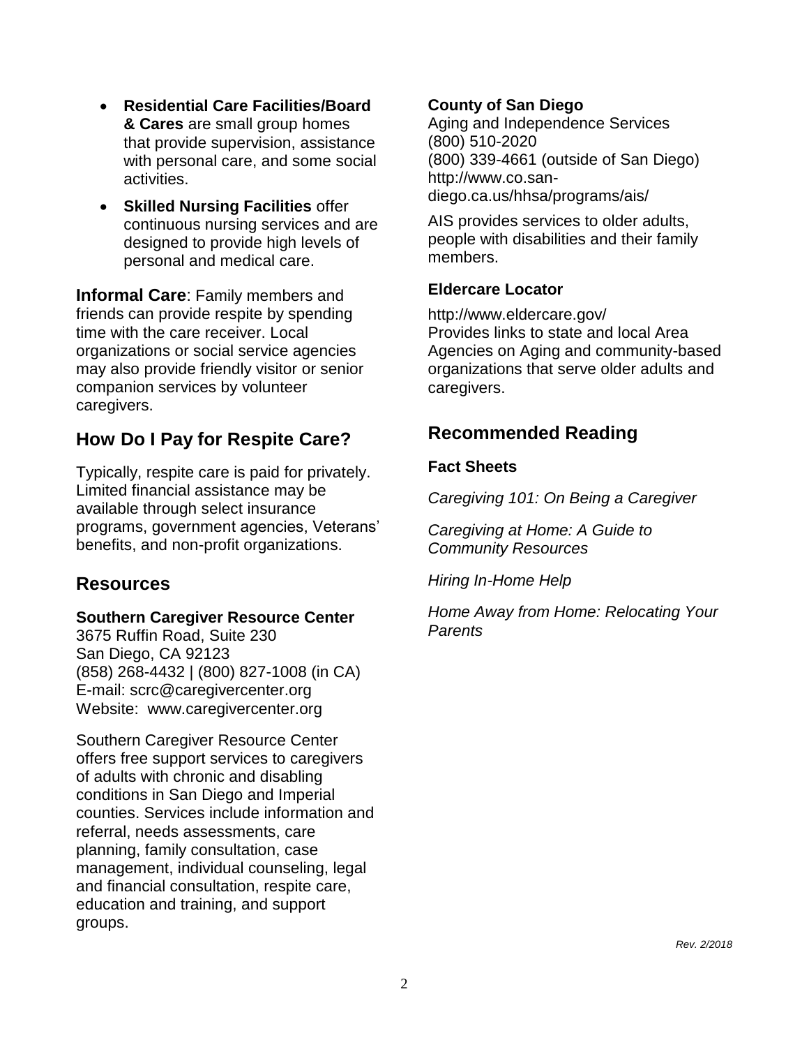- **Residential Care Facilities/Board & Cares** are small group homes that provide supervision, assistance with personal care, and some social activities.
- **Skilled Nursing Facilities** offer continuous nursing services and are designed to provide high levels of personal and medical care.

**Informal Care**: Family members and friends can provide respite by spending time with the care receiver. Local organizations or social service agencies may also provide friendly visitor or senior companion services by volunteer caregivers.

## How Do I Pay for Respite Care?

Typically, respite care is paid for privately. Limited financial assistance may be available through select insurance programs, government agencies, Veterans' benefits, and non-profit organizations.

## Resources

**Southern Caregiver Resource Center**
3675 Ruffin Road, Suite 230
San Diego, CA 92123
(858) 268-4432 | (800) 827-1008 (in CA)
E-mail: scrc@caregivercenter.org
Website: www.caregivercenter.org

Southern Caregiver Resource Center offers free support services to caregivers of adults with chronic and disabling conditions in San Diego and Imperial counties. Services include information and referral, needs assessments, care planning, family consultation, case management, individual counseling, legal and financial consultation, respite care, education and training, and support groups.

**County of San Diego**
Aging and Independence Services
(800) 510-2020
(800) 339-4661 (outside of San Diego)
http://www.co.san-diego.ca.us/hhsa/programs/ais/

AIS provides services to older adults, people with disabilities and their family members.

**Eldercare Locator**

http://www.eldercare.gov/
Provides links to state and local Area Agencies on Aging and community-based organizations that serve older adults and caregivers.

## Recommended Reading

**Fact Sheets**

*Caregiving 101: On Being a Caregiver*

*Caregiving at Home: A Guide to Community Resources*

*Hiring In-Home Help*

*Home Away from Home: Relocating Your Parents*

*Rev. 2/2018*